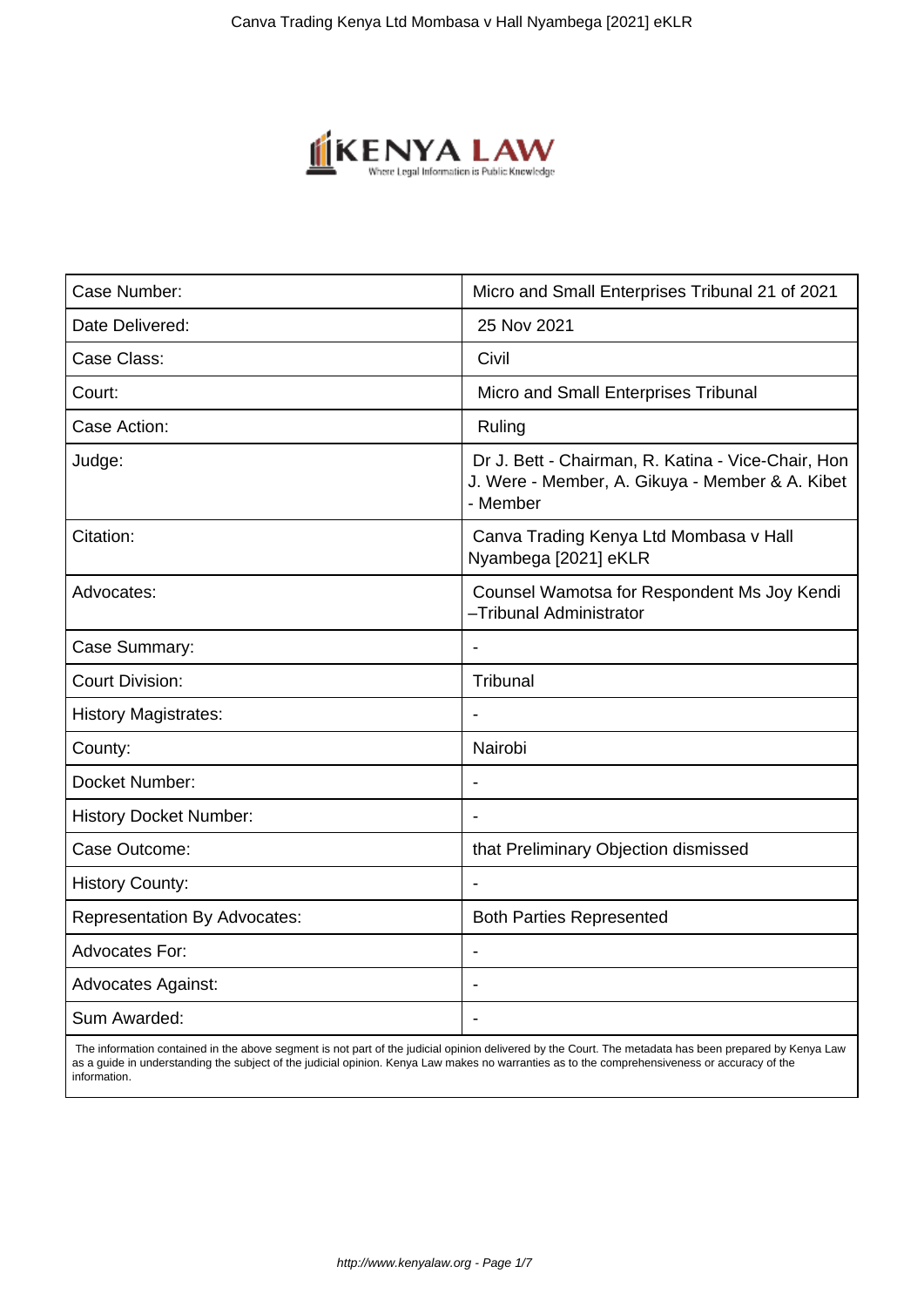| Case Number: | Micro and Small Enterprises Tribunal 21 of 2021 |
|---|---|
| Date Delivered: | 25 Nov 2021 |
| Case Class: | Civil |
| Court: | Micro and Small Enterprises Tribunal |
| Case Action: | Ruling |
| Judge: | Dr J. Bett - Chairman, R. Katina - Vice-Chair, Hon J. Were - Member, A. Gikuya - Member & A. Kibet - Member |
| Citation: | Canva Trading Kenya Ltd Mombasa v Hall Nyambega [2021] eKLR |
| Advocates: | Counsel Wamotsa for Respondent Ms Joy Kendi –Tribunal Administrator |
| Case Summary: | - |
| Court Division: | Tribunal |
| History Magistrates: | - |
| County: | Nairobi |
| Docket Number: | - |
| History Docket Number: | - |
| Case Outcome: | that Preliminary Objection dismissed |
| History County: | - |
| Representation By Advocates: | Both Parties Represented |
| Advocates For: | - |
| Advocates Against: | - |
| Sum Awarded: | - |

The information contained in the above segment is not part of the judicial opinion delivered by the Court. The metadata has been prepared by Kenya Law as a guide in understanding the subject of the judicial opinion. Kenya Law makes no warranties as to the comprehensiveness or accuracy of the information.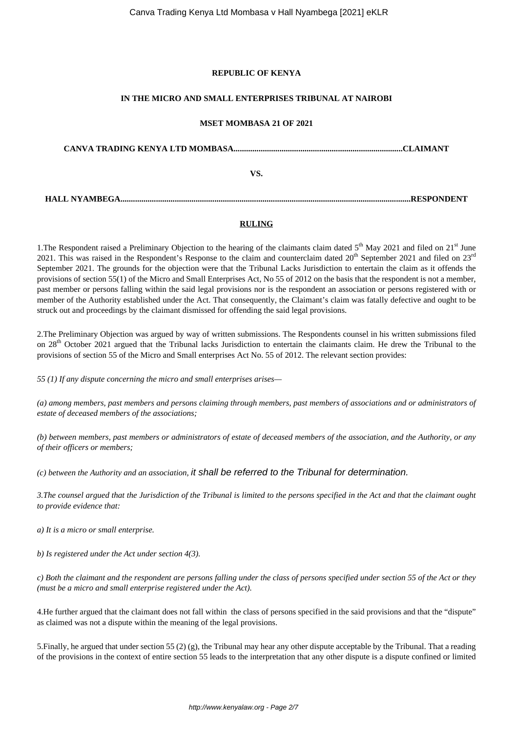**REPUBLIC OF KENYA**

**IN THE MICRO AND SMALL ENTERPRISES TRIBUNAL AT NAIROBI**

**MSET MOMBASA 21 OF 2021**

**CANVA TRADING KENYA LTD MOMBASA...............................................................................CLAIMANT**

**VS.**

**HALL NYAMBEGA.........................................................................................................................................RESPONDENT**

**RULING**

1.The Respondent raised a Preliminary Objection to the hearing of the claimants claim dated 5th May 2021 and filed on 21st June 2021. This was raised in the Respondent's Response to the claim and counterclaim dated 20th September 2021 and filed on 23rd September 2021. The grounds for the objection were that the Tribunal Lacks Jurisdiction to entertain the claim as it offends the provisions of section 55(1) of the Micro and Small Enterprises Act, No 55 of 2012 on the basis that the respondent is not a member, past member or persons falling within the said legal provisions nor is the respondent an association or persons registered with or member of the Authority established under the Act. That consequently, the Claimant's claim was fatally defective and ought to be struck out and proceedings by the claimant dismissed for offending the said legal provisions.

2.The Preliminary Objection was argued by way of written submissions. The Respondents counsel in his written submissions filed on 28th October 2021 argued that the Tribunal lacks Jurisdiction to entertain the claimants claim. He drew the Tribunal to the provisions of section 55 of the Micro and Small enterprises Act No. 55 of 2012. The relevant section provides:

*55 (1) If any dispute concerning the micro and small enterprises arises—*

*(a) among members, past members and persons claiming through members, past members of associations and or administrators of estate of deceased members of the associations;*

*(b) between members, past members or administrators of estate of deceased members of the association, and the Authority, or any of their officers or members;*

*(c) between the Authority and an association, it shall be referred to the Tribunal for determination.*

*3.The counsel argued that the Jurisdiction of the Tribunal is limited to the persons specified in the Act and that the claimant ought to provide evidence that:*

*a) It is a micro or small enterprise.*

*b) Is registered under the Act under section 4(3).*

*c) Both the claimant and the respondent are persons falling under the class of persons specified under section 55 of the Act or they (must be a micro and small enterprise registered under the Act).*

4.He further argued that the claimant does not fall within the class of persons specified in the said provisions and that the "dispute" as claimed was not a dispute within the meaning of the legal provisions.

5.Finally, he argued that under section 55 (2) (g), the Tribunal may hear any other dispute acceptable by the Tribunal. That a reading of the provisions in the context of entire section 55 leads to the interpretation that any other dispute is a dispute confined or limited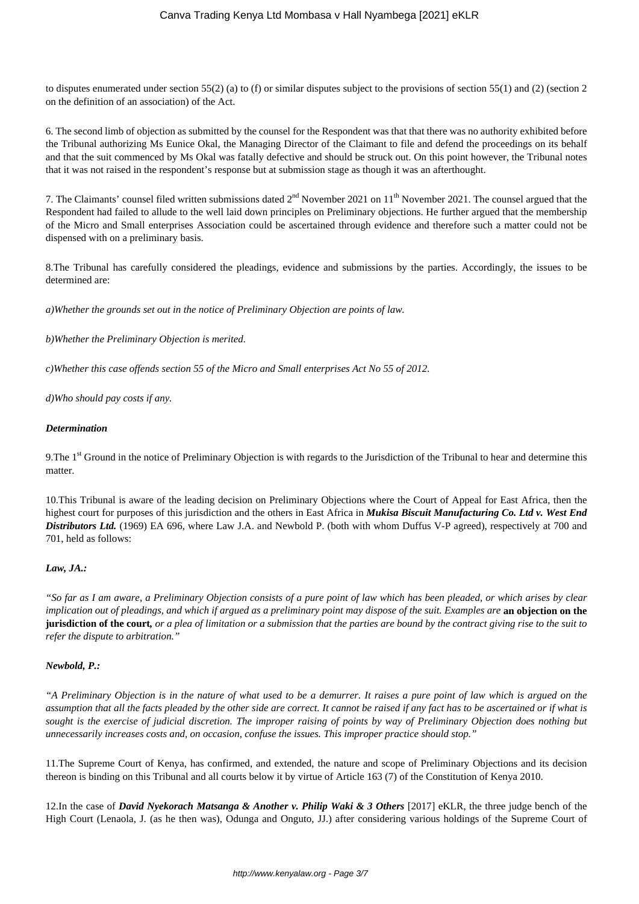to disputes enumerated under section 55(2) (a) to (f) or similar disputes subject to the provisions of section 55(1) and (2) (section 2 on the definition of an association) of the Act.

6. The second limb of objection as submitted by the counsel for the Respondent was that that there was no authority exhibited before the Tribunal authorizing Ms Eunice Okal, the Managing Director of the Claimant to file and defend the proceedings on its behalf and that the suit commenced by Ms Okal was fatally defective and should be struck out. On this point however, the Tribunal notes that it was not raised in the respondent's response but at submission stage as though it was an afterthought.

7. The Claimants' counsel filed written submissions dated 2nd November 2021 on 11th November 2021. The counsel argued that the Respondent had failed to allude to the well laid down principles on Preliminary objections. He further argued that the membership of the Micro and Small enterprises Association could be ascertained through evidence and therefore such a matter could not be dispensed with on a preliminary basis.

8.The Tribunal has carefully considered the pleadings, evidence and submissions by the parties. Accordingly, the issues to be determined are:

*a)Whether the grounds set out in the notice of Preliminary Objection are points of law.*

*b)Whether the Preliminary Objection is merited.*

*c)Whether this case offends section 55 of the Micro and Small enterprises Act No 55 of 2012.*

*d)Who should pay costs if any.*

***Determination***

9.The 1st Ground in the notice of Preliminary Objection is with regards to the Jurisdiction of the Tribunal to hear and determine this matter.

10.This Tribunal is aware of the leading decision on Preliminary Objections where the Court of Appeal for East Africa, then the highest court for purposes of this jurisdiction and the others in East Africa in ***Mukisa Biscuit Manufacturing Co. Ltd v. West End Distributors Ltd.*** (1969) EA 696, where Law J.A. and Newbold P. (both with whom Duffus V-P agreed), respectively at 700 and 701, held as follows:

***Law, JA.:***

*"So far as I am aware, a Preliminary Objection consists of a pure point of law which has been pleaded, or which arises by clear implication out of pleadings, and which if argued as a preliminary point may dispose of the suit. Examples are* **an objection on the jurisdiction of the court,** *or a plea of limitation or a submission that the parties are bound by the contract giving rise to the suit to refer the dispute to arbitration."*

***Newbold, P.:***

*"A Preliminary Objection is in the nature of what used to be a demurrer. It raises a pure point of law which is argued on the assumption that all the facts pleaded by the other side are correct. It cannot be raised if any fact has to be ascertained or if what is sought is the exercise of judicial discretion. The improper raising of points by way of Preliminary Objection does nothing but unnecessarily increases costs and, on occasion, confuse the issues. This improper practice should stop."*

11.The Supreme Court of Kenya, has confirmed, and extended, the nature and scope of Preliminary Objections and its decision thereon is binding on this Tribunal and all courts below it by virtue of Article 163 (7) of the Constitution of Kenya 2010.

12.In the case of ***David Nyekorach Matsanga & Another v. Philip Waki & 3 Others*** [2017] eKLR, the three judge bench of the High Court (Lenaola, J. (as he then was), Odunga and Onguto, JJ.) after considering various holdings of the Supreme Court of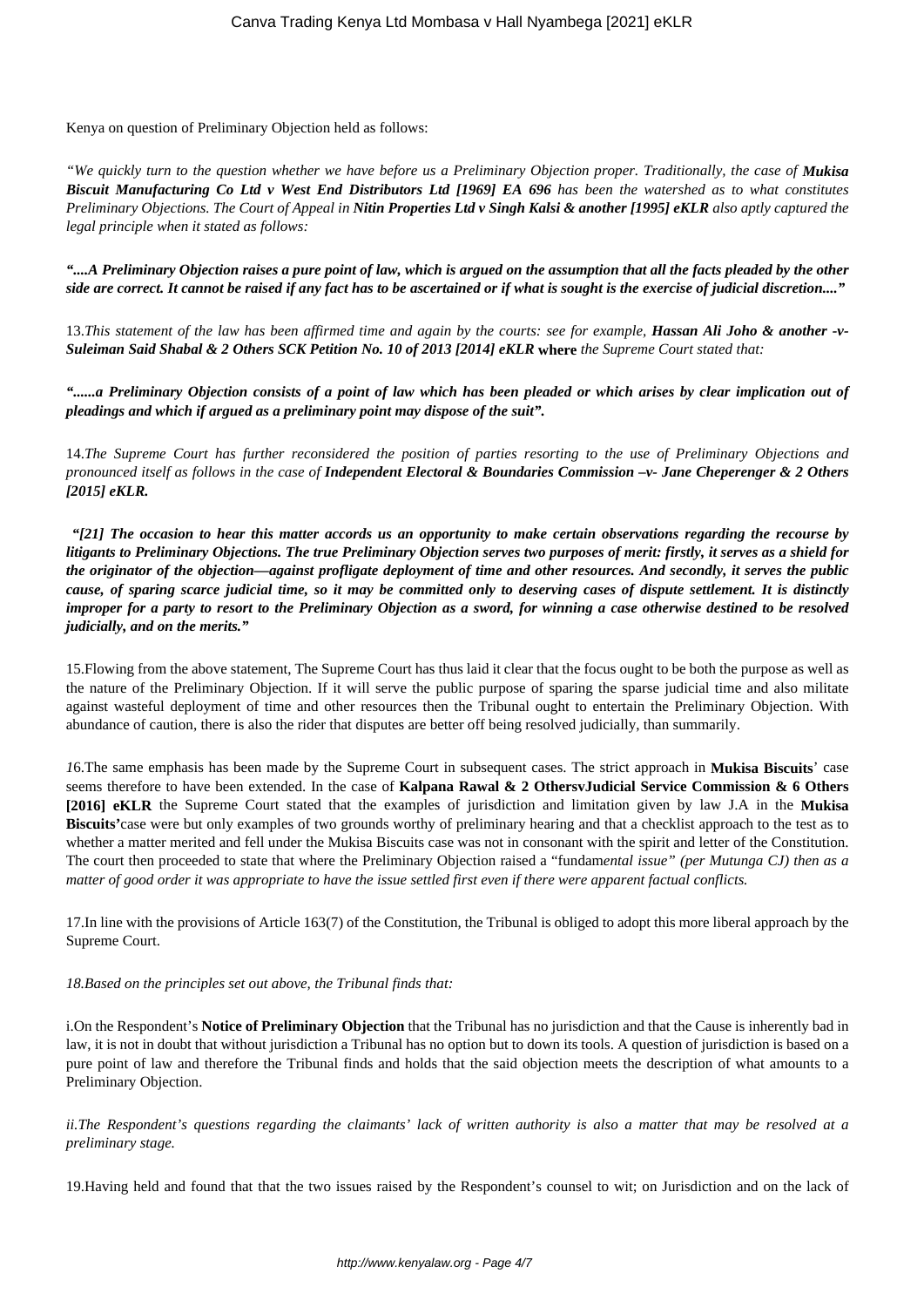Kenya on question of Preliminary Objection held as follows:

*"We quickly turn to the question whether we have before us a Preliminary Objection proper. Traditionally, the case of **Mukisa Biscuit Manufacturing Co Ltd v West End Distributors Ltd [1969] EA 696** has been the watershed as to what constitutes Preliminary Objections. The Court of Appeal in **Nitin Properties Ltd v Singh Kalsi & another [1995] eKLR** also aptly captured the legal principle when it stated as follows:*

***"....A Preliminary Objection raises a pure point of law, which is argued on the assumption that all the facts pleaded by the other side are correct. It cannot be raised if any fact has to be ascertained or if what is sought is the exercise of judicial discretion...."***

13.*This statement of the law has been affirmed time and again by the courts: see for example, **Hassan Ali Joho & another -v- Suleiman Said Shabal & 2 Others SCK Petition No. 10 of 2013 [2014] eKLR** **where** the Supreme Court stated that:*

***"......a Preliminary Objection consists of a point of law which has been pleaded or which arises by clear implication out of pleadings and which if argued as a preliminary point may dispose of the suit".***

14.*The Supreme Court has further reconsidered the position of parties resorting to the use of Preliminary Objections and pronounced itself as follows in the case of **Independent Electoral & Boundaries Commission –v- Jane Cheperenger & 2 Others [2015] eKLR.***

***"[21] The occasion to hear this matter accords us an opportunity to make certain observations regarding the recourse by litigants to Preliminary Objections. The true Preliminary Objection serves two purposes of merit: firstly, it serves as a shield for the originator of the objection—against profligate deployment of time and other resources. And secondly, it serves the public cause, of sparing scarce judicial time, so it may be committed only to deserving cases of dispute settlement. It is distinctly improper for a party to resort to the Preliminary Objection as a sword, for winning a case otherwise destined to be resolved judicially, and on the merits."***

15.Flowing from the above statement, The Supreme Court has thus laid it clear that the focus ought to be both the purpose as well as the nature of the Preliminary Objection. If it will serve the public purpose of sparing the sparse judicial time and also militate against wasteful deployment of time and other resources then the Tribunal ought to entertain the Preliminary Objection. With abundance of caution, there is also the rider that disputes are better off being resolved judicially, than summarily.

16.The same emphasis has been made by the Supreme Court in subsequent cases. The strict approach in **Mukisa Biscuits**' case seems therefore to have been extended. In the case of **Kalpana Rawal & 2 OthersvJudicial Service Commission & 6 Others [2016] eKLR** the Supreme Court stated that the examples of jurisdiction and limitation given by law J.A in the **Mukisa Biscuits'**case were but only examples of two grounds worthy of preliminary hearing and that a checklist approach to the test as to whether a matter merited and fell under the Mukisa Biscuits case was not in consonant with the spirit and letter of the Constitution. The court then proceeded to state that where the Preliminary Objection raised a "fundam*ental issue" (per Mutunga CJ) then as a matter of good order it was appropriate to have the issue settled first even if there were apparent factual conflicts.*

17.In line with the provisions of Article 163(7) of the Constitution, the Tribunal is obliged to adopt this more liberal approach by the Supreme Court.

*18.Based on the principles set out above, the Tribunal finds that:*

i.On the Respondent's **Notice of Preliminary Objection** that the Tribunal has no jurisdiction and that the Cause is inherently bad in law, it is not in doubt that without jurisdiction a Tribunal has no option but to down its tools. A question of jurisdiction is based on a pure point of law and therefore the Tribunal finds and holds that the said objection meets the description of what amounts to a Preliminary Objection.

*ii.The Respondent's questions regarding the claimants' lack of written authority is also a matter that may be resolved at a preliminary stage.*

19.Having held and found that that the two issues raised by the Respondent's counsel to wit; on Jurisdiction and on the lack of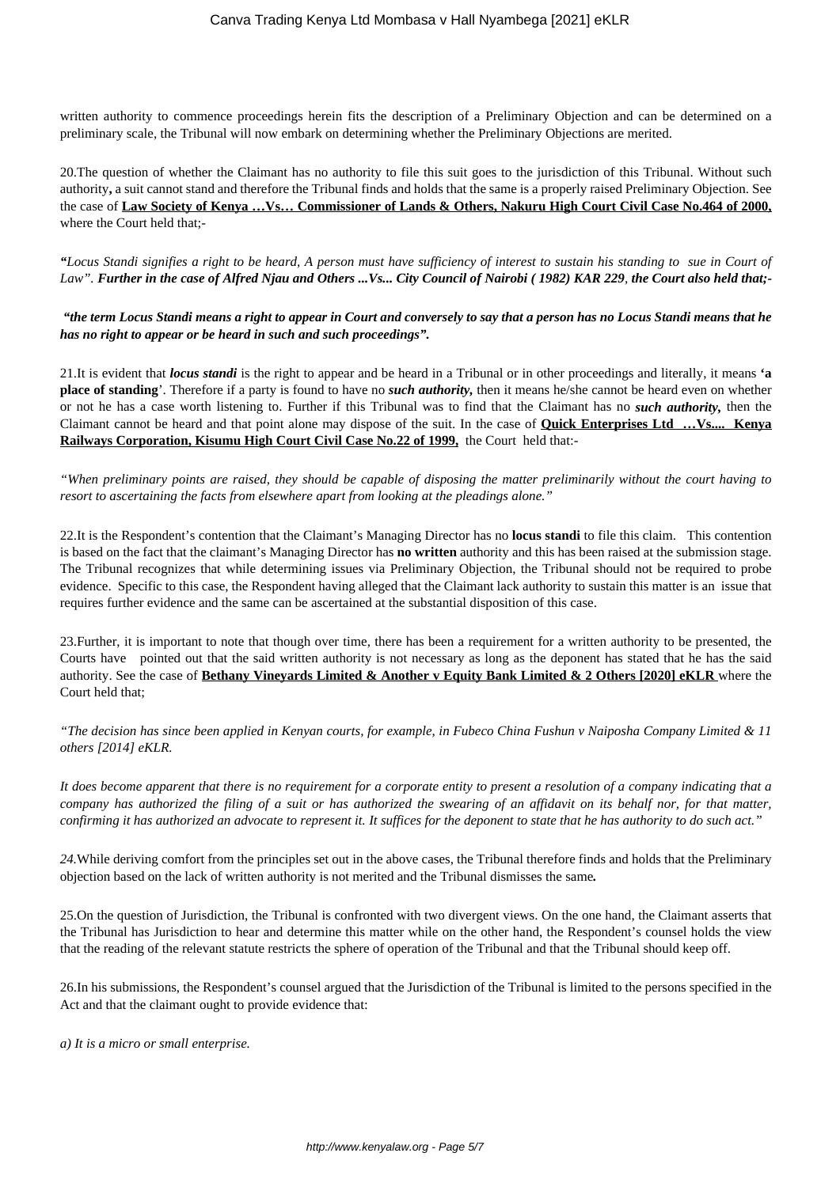written authority to commence proceedings herein fits the description of a Preliminary Objection and can be determined on a preliminary scale, the Tribunal will now embark on determining whether the Preliminary Objections are merited.

20.The question of whether the Claimant has no authority to file this suit goes to the jurisdiction of this Tribunal. Without such authority**,** a suit cannot stand and therefore the Tribunal finds and holds that the same is a properly raised Preliminary Objection. See the case of **Law Society of Kenya …Vs… Commissioner of Lands & Others, Nakuru High Court Civil Case No.464 of 2000,** where the Court held that;-

***"****Locus Standi signifies a right to be heard, A person must have sufficiency of interest to sustain his standing to sue in Court of Law".* ***Further in the case of Alfred Njau and Others ...Vs... City Council of Nairobi ( 1982) KAR 229****,* ***the Court also held that;-***

***"the term Locus Standi means a right to appear in Court and conversely to say that a person has no Locus Standi means that he has no right to appear or be heard in such and such proceedings".***

21.It is evident that ***locus standi*** is the right to appear and be heard in a Tribunal or in other proceedings and literally, it means **'a place of standing**'. Therefore if a party is found to have no ***such authority,*** then it means he/she cannot be heard even on whether or not he has a case worth listening to. Further if this Tribunal was to find that the Claimant has no ***such authority***, then the Claimant cannot be heard and that point alone may dispose of the suit. In the case of **Quick Enterprises Ltd …Vs.... Kenya Railways Corporation, Kisumu High Court Civil Case No.22 of 1999,** the Court held that:-

*"When preliminary points are raised, they should be capable of disposing the matter preliminarily without the court having to resort to ascertaining the facts from elsewhere apart from looking at the pleadings alone."*

22.It is the Respondent's contention that the Claimant's Managing Director has no **locus standi** to file this claim. This contention is based on the fact that the claimant's Managing Director has **no written** authority and this has been raised at the submission stage. The Tribunal recognizes that while determining issues via Preliminary Objection, the Tribunal should not be required to probe evidence. Specific to this case, the Respondent having alleged that the Claimant lack authority to sustain this matter is an issue that requires further evidence and the same can be ascertained at the substantial disposition of this case.

23.Further, it is important to note that though over time, there has been a requirement for a written authority to be presented, the Courts have pointed out that the said written authority is not necessary as long as the deponent has stated that he has the said authority. See the case of **Bethany Vineyards Limited & Another v Equity Bank Limited & 2 Others [2020] eKLR** where the Court held that;

*"The decision has since been applied in Kenyan courts, for example, in Fubeco China Fushun v Naiposha Company Limited & 11 others [2014] eKLR.*

*It does become apparent that there is no requirement for a corporate entity to present a resolution of a company indicating that a company has authorized the filing of a suit or has authorized the swearing of an affidavit on its behalf nor, for that matter, confirming it has authorized an advocate to represent it. It suffices for the deponent to state that he has authority to do such act."*

*24.*While deriving comfort from the principles set out in the above cases, the Tribunal therefore finds and holds that the Preliminary objection based on the lack of written authority is not merited and the Tribunal dismisses the same***.***

25.On the question of Jurisdiction, the Tribunal is confronted with two divergent views. On the one hand, the Claimant asserts that the Tribunal has Jurisdiction to hear and determine this matter while on the other hand, the Respondent's counsel holds the view that the reading of the relevant statute restricts the sphere of operation of the Tribunal and that the Tribunal should keep off.

26.In his submissions, the Respondent's counsel argued that the Jurisdiction of the Tribunal is limited to the persons specified in the Act and that the claimant ought to provide evidence that:

*a) It is a micro or small enterprise.*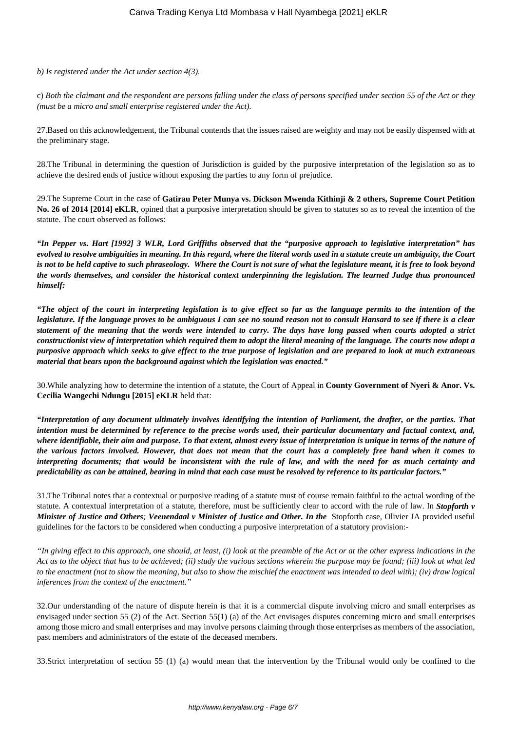*b) Is registered under the Act under section 4(3).*

c) *Both the claimant and the respondent are persons falling under the class of persons specified under section 55 of the Act or they (must be a micro and small enterprise registered under the Act).*

27.Based on this acknowledgement, the Tribunal contends that the issues raised are weighty and may not be easily dispensed with at the preliminary stage.

28.The Tribunal in determining the question of Jurisdiction is guided by the purposive interpretation of the legislation so as to achieve the desired ends of justice without exposing the parties to any form of prejudice.

29.The Supreme Court in the case of **Gatirau Peter Munya vs. Dickson Mwenda Kithinji & 2 others, Supreme Court Petition No. 26 of 2014 [2014] eKLR**, opined that a purposive interpretation should be given to statutes so as to reveal the intention of the statute. The court observed as follows:

***"In Pepper vs. Hart [1992] 3 WLR, Lord Griffiths observed that the "purposive approach to legislative interpretation" has evolved to resolve ambiguities in meaning. In this regard, where the literal words used in a statute create an ambiguity, the Court is not to be held captive to such phraseology. Where the Court is not sure of what the legislature meant, it is free to look beyond the words themselves, and consider the historical context underpinning the legislation. The learned Judge thus pronounced himself:***

***"The object of the court in interpreting legislation is to give effect so far as the language permits to the intention of the legislature. If the language proves to be ambiguous I can see no sound reason not to consult Hansard to see if there is a clear statement of the meaning that the words were intended to carry. The days have long passed when courts adopted a strict constructionist view of interpretation which required them to adopt the literal meaning of the language. The courts now adopt a purposive approach which seeks to give effect to the true purpose of legislation and are prepared to look at much extraneous material that bears upon the background against which the legislation was enacted."***

30.While analyzing how to determine the intention of a statute, the Court of Appeal in **County Government of Nyeri & Anor. Vs. Cecilia Wangechi Ndungu [2015] eKLR** held that:

***"Interpretation of any document ultimately involves identifying the intention of Parliament, the drafter, or the parties. That intention must be determined by reference to the precise words used, their particular documentary and factual context, and, where identifiable, their aim and purpose. To that extent, almost every issue of interpretation is unique in terms of the nature of the various factors involved. However, that does not mean that the court has a completely free hand when it comes to interpreting documents; that would be inconsistent with the rule of law, and with the need for as much certainty and predictability as can be attained, bearing in mind that each case must be resolved by reference to its particular factors."***

31.The Tribunal notes that a contextual or purposive reading of a statute must of course remain faithful to the actual wording of the statute. A contextual interpretation of a statute, therefore, must be sufficiently clear to accord with the rule of law. In ***Stopforth v Minister of Justice and Others****;* ***Veenendaal v Minister of Justice and Other. In the*** Stopforth case, Olivier JA provided useful guidelines for the factors to be considered when conducting a purposive interpretation of a statutory provision:-

*"In giving effect to this approach, one should, at least, (i) look at the preamble of the Act or at the other express indications in the Act as to the object that has to be achieved; (ii) study the various sections wherein the purpose may be found; (iii) look at what led to the enactment (not to show the meaning, but also to show the mischief the enactment was intended to deal with); (iv) draw logical inferences from the context of the enactment."*

32.Our understanding of the nature of dispute herein is that it is a commercial dispute involving micro and small enterprises as envisaged under section 55 (2) of the Act. Section 55(1) (a) of the Act envisages disputes concerning micro and small enterprises among those micro and small enterprises and may involve persons claiming through those enterprises as members of the association, past members and administrators of the estate of the deceased members.

33.Strict interpretation of section 55 (1) (a) would mean that the intervention by the Tribunal would only be confined to the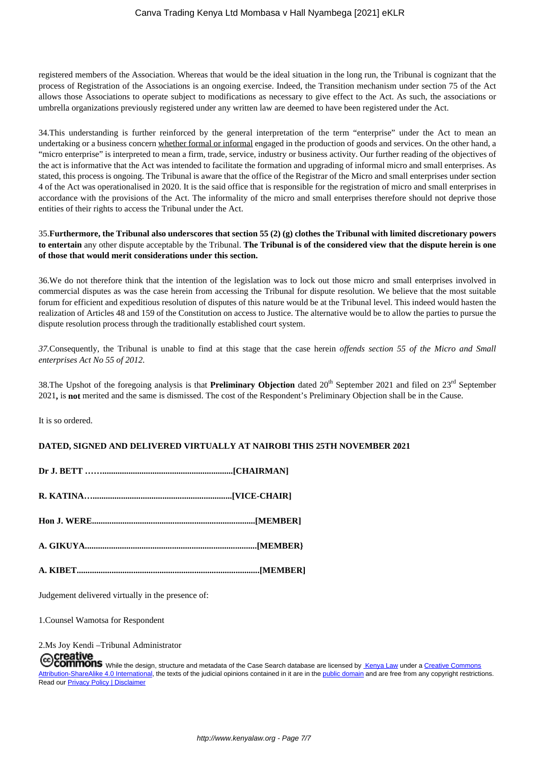registered members of the Association. Whereas that would be the ideal situation in the long run, the Tribunal is cognizant that the process of Registration of the Associations is an ongoing exercise. Indeed, the Transition mechanism under section 75 of the Act allows those Associations to operate subject to modifications as necessary to give effect to the Act. As such, the associations or umbrella organizations previously registered under any written law are deemed to have been registered under the Act.

34.This understanding is further reinforced by the general interpretation of the term "enterprise" under the Act to mean an undertaking or a business concern whether formal or informal engaged in the production of goods and services. On the other hand, a "micro enterprise" is interpreted to mean a firm, trade, service, industry or business activity. Our further reading of the objectives of the act is informative that the Act was intended to facilitate the formation and upgrading of informal micro and small enterprises. As stated, this process is ongoing. The Tribunal is aware that the office of the Registrar of the Micro and small enterprises under section 4 of the Act was operationalised in 2020. It is the said office that is responsible for the registration of micro and small enterprises in accordance with the provisions of the Act. The informality of the micro and small enterprises therefore should not deprive those entities of their rights to access the Tribunal under the Act.

35.**Furthermore, the Tribunal also underscores that section 55 (2) (g) clothes the Tribunal with limited discretionary powers to entertain** any other dispute acceptable by the Tribunal. **The Tribunal is of the considered view that the dispute herein is one of those that would merit considerations under this section.**

36.We do not therefore think that the intention of the legislation was to lock out those micro and small enterprises involved in commercial disputes as was the case herein from accessing the Tribunal for dispute resolution. We believe that the most suitable forum for efficient and expeditious resolution of disputes of this nature would be at the Tribunal level. This indeed would hasten the realization of Articles 48 and 159 of the Constitution on access to Justice. The alternative would be to allow the parties to pursue the dispute resolution process through the traditionally established court system.

*37.*Consequently, the Tribunal is unable to find at this stage that the case herein *offends section 55 of the Micro and Small enterprises Act No 55 of 2012.*

38.The Upshot of the foregoing analysis is that **Preliminary Objection** dated 20th September 2021 and filed on 23rd September 2021**,** is **not** merited and the same is dismissed. The cost of the Respondent's Preliminary Objection shall be in the Cause.

It is so ordered.

**DATED, SIGNED AND DELIVERED VIRTUALLY AT NAIROBI THIS 25TH NOVEMBER 2021**

**Dr J. BETT ……...........................................................[CHAIRMAN]**

**R. KATINA…...............................................................[VICE-CHAIR]**

**Hon J. WERE.........................................................................[MEMBER]**

**A. GIKUYA.............................................................................[MEMBER}**

**A. KIBET..................................................................................[MEMBER]**

Judgement delivered virtually in the presence of:

1.Counsel Wamotsa for Respondent

2.Ms Joy Kendi –Tribunal Administrator

While the design, structure and metadata of the Case Search database are licensed by Kenya Law under a Creative Commons Attribution-ShareAlike 4.0 International, the texts of the judicial opinions contained in it are in the public domain and are free from any copyright restrictions. Read our Privacy Policy | Disclaimer